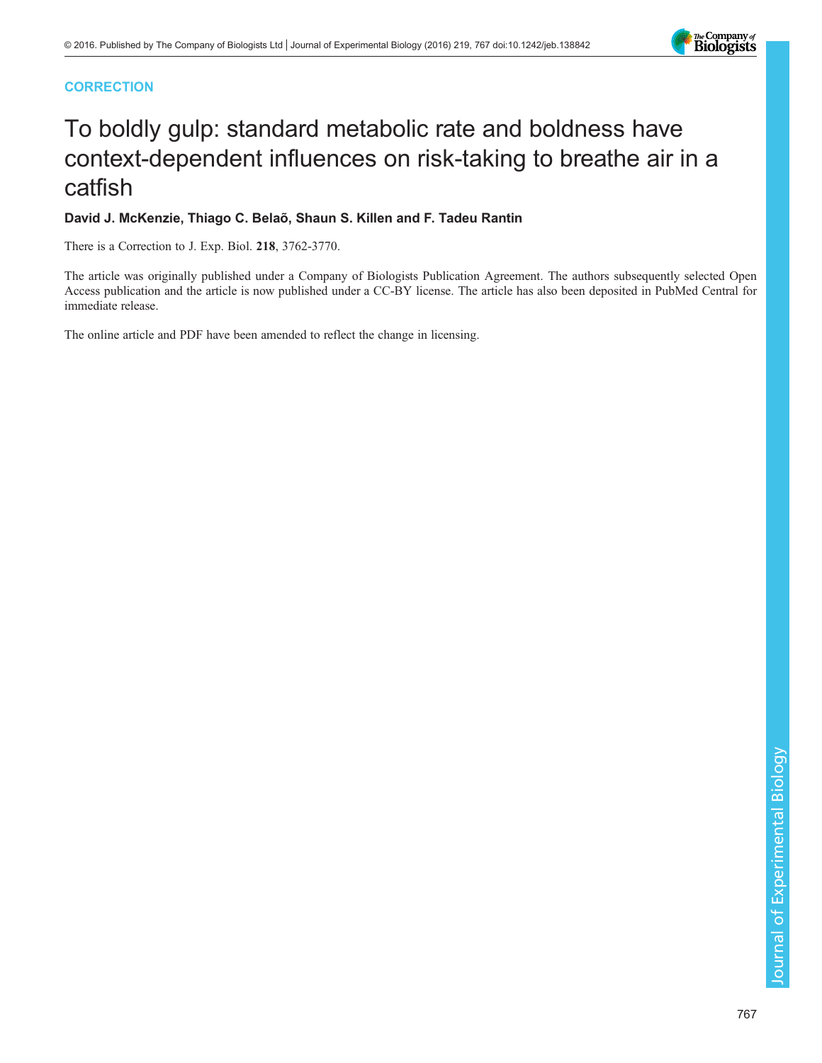**CORRECTION**

# To boldly gulp: standard metabolic rate and boldness have context-dependent influences on risk-taking to breathe air in a catfish

**David J. McKenzie, Thiago C. Belaõ, Shaun S. Killen and F. Tadeu Rantin**

There is a Correction to J. Exp. Biol. **218**, 3762-3770.

The article was originally published under a Company of Biologists Publication Agreement. The authors subsequently selected Open Access publication and the article is now published under a CC-BY license. The article has also been deposited in PubMed Central for immediate release.

The online article and PDF have been amended to reflect the change in licensing.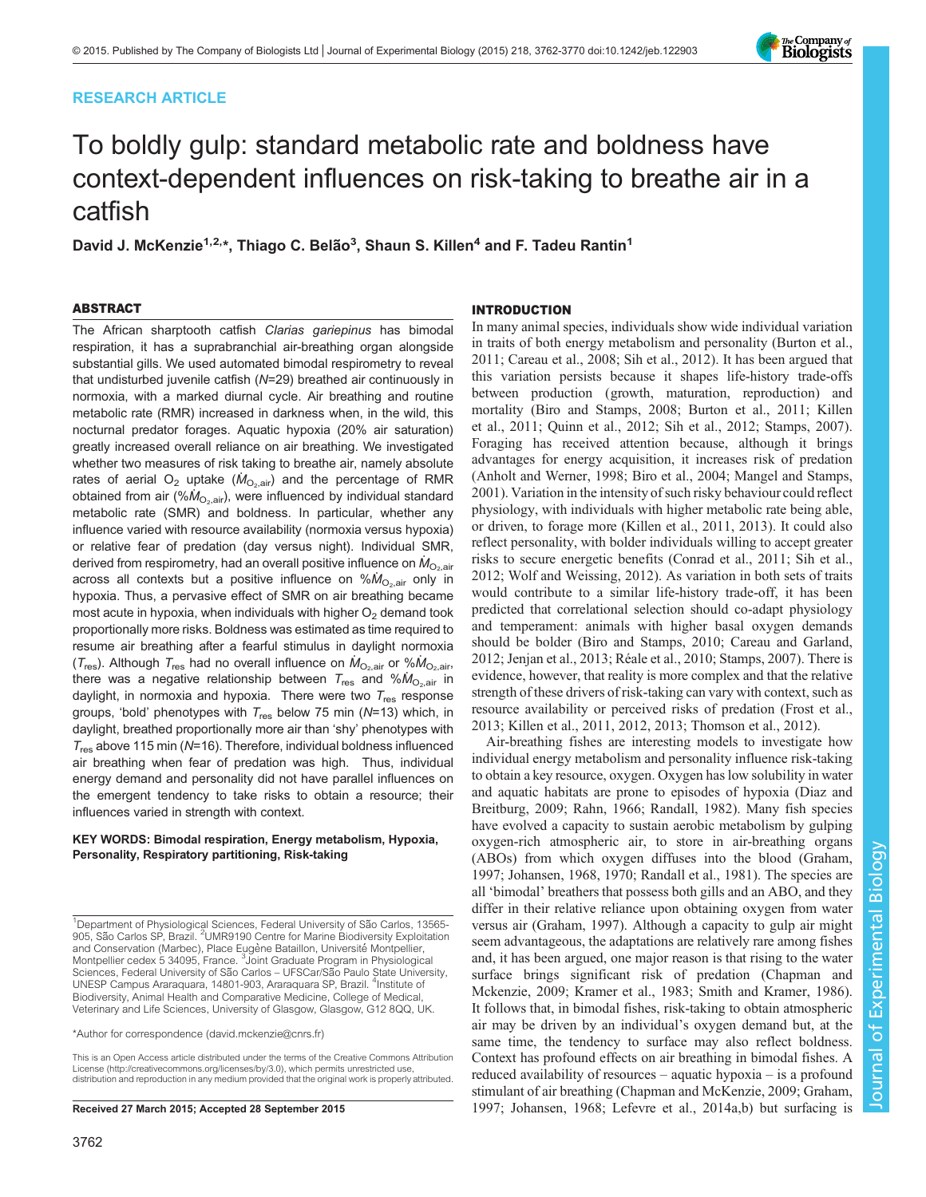# To boldly gulp: standard metabolic rate and boldness have context-dependent influences on risk-taking to breathe air in a catfish

**David J. McKenzie[1,2,*], Thiago C. Belão[3], Shaun S. Killen[4] and F. Tadeu Rantin[1]**

## ABSTRACT

The African sharptooth catfish *Clarias gariepinus* has bimodal respiration, it has a suprabranchial air-breathing organ alongside substantial gills. We used automated bimodal respirometry to reveal that undisturbed juvenile catfish ($N$=29) breathed air continuously in normoxia, with a marked diurnal cycle. Air breathing and routine metabolic rate (RMR) increased in darkness when, in the wild, this nocturnal predator forages. Aquatic hypoxia (20% air saturation) greatly increased overall reliance on air breathing. We investigated whether two measures of risk taking to breathe air, namely absolute rates of aerial $O_2$ uptake ($\dot{M}_{O_2,air}$) and the percentage of RMR obtained from air ($\%\dot{M}_{O_2,air}$), were influenced by individual standard metabolic rate (SMR) and boldness. In particular, whether any influence varied with resource availability (normoxia versus hypoxia) or relative fear of predation (day versus night). Individual SMR, derived from respirometry, had an overall positive influence on $\dot{M}_{O_2,air}$ across all contexts but a positive influence on $\%\dot{M}_{O_2,air}$ only in hypoxia. Thus, a pervasive effect of SMR on air breathing became most acute in hypoxia, when individuals with higher $O_2$ demand took proportionally more risks. Boldness was estimated as time required to resume air breathing after a fearful stimulus in daylight normoxia ($T_{res}$). Although $T_{res}$ had no overall influence on $\dot{M}_{O_2,air}$ or $\%\dot{M}_{O_2,air}$, there was a negative relationship between $T_{res}$ and $\%\dot{M}_{O_2,air}$ in daylight, in normoxia and hypoxia. There were two $T_{res}$ response groups, 'bold' phenotypes with $T_{res}$ below 75 min ($N$=13) which, in daylight, breathed proportionally more air than 'shy' phenotypes with $T_{res}$ above 115 min ($N$=16). Therefore, individual boldness influenced air breathing when fear of predation was high. Thus, individual energy demand and personality did not have parallel influences on the emergent tendency to take risks to obtain a resource; their influences varied in strength with context.

**KEY WORDS: Bimodal respiration, Energy metabolism, Hypoxia, Personality, Respiratory partitioning, Risk-taking**

[1]Department of Physiological Sciences, Federal University of São Carlos, 13565-905, São Carlos SP, Brazil. [2]UMR9190 Centre for Marine Biodiversity Exploitation and Conservation (Marbec), Place Eugène Bataillon, Université Montpellier, Montpellier cedex 5 34095, France. [3]Joint Graduate Program in Physiological Sciences, Federal University of São Carlos – UFSCar/São Paulo State University, UNESP Campus Araraquara, 14801-903, Araraquara SP, Brazil. [4]Institute of Biodiversity, Animal Health and Comparative Medicine, College of Medical, Veterinary and Life Sciences, University of Glasgow, Glasgow, G12 8QQ, UK.

*Author for correspondence (david.mckenzie@cnrs.fr)

This is an Open Access article distributed under the terms of the Creative Commons Attribution License (http://creativecommons.org/licenses/by/3.0), which permits unrestricted use, distribution and reproduction in any medium provided that the original work is properly attributed.

**Received 27 March 2015; Accepted 28 September 2015**

## INTRODUCTION

In many animal species, individuals show wide individual variation in traits of both energy metabolism and personality (Burton et al., 2011; Careau et al., 2008; Sih et al., 2012). It has been argued that this variation persists because it shapes life-history trade-offs between production (growth, maturation, reproduction) and mortality (Biro and Stamps, 2008; Burton et al., 2011; Killen et al., 2011; Quinn et al., 2012; Sih et al., 2012; Stamps, 2007). Foraging has received attention because, although it brings advantages for energy acquisition, it increases risk of predation (Anholt and Werner, 1998; Biro et al., 2004; Mangel and Stamps, 2001). Variation in the intensity of such risky behaviour could reflect physiology, with individuals with higher metabolic rate being able, or driven, to forage more (Killen et al., 2011, 2013). It could also reflect personality, with bolder individuals willing to accept greater risks to secure energetic benefits (Conrad et al., 2011; Sih et al., 2012; Wolf and Weissing, 2012). As variation in both sets of traits would contribute to a similar life-history trade-off, it has been predicted that correlational selection should co-adapt physiology and temperament: animals with higher basal oxygen demands should be bolder (Biro and Stamps, 2010; Careau and Garland, 2012; Jenjan et al., 2013; Réale et al., 2010; Stamps, 2007). There is evidence, however, that reality is more complex and that the relative strength of these drivers of risk-taking can vary with context, such as resource availability or perceived risks of predation (Frost et al., 2013; Killen et al., 2011, 2012, 2013; Thomson et al., 2012).

Air-breathing fishes are interesting models to investigate how individual energy metabolism and personality influence risk-taking to obtain a key resource, oxygen. Oxygen has low solubility in water and aquatic habitats are prone to episodes of hypoxia (Diaz and Breitburg, 2009; Rahn, 1966; Randall, 1982). Many fish species have evolved a capacity to sustain aerobic metabolism by gulping oxygen-rich atmospheric air, to store in air-breathing organs (ABOs) from which oxygen diffuses into the blood (Graham, 1997; Johansen, 1968, 1970; Randall et al., 1981). The species are all 'bimodal' breathers that possess both gills and an ABO, and they differ in their relative reliance upon obtaining oxygen from water versus air (Graham, 1997). Although a capacity to gulp air might seem advantageous, the adaptations are relatively rare among fishes and, it has been argued, one major reason is that rising to the water surface brings significant risk of predation (Chapman and Mckenzie, 2009; Kramer et al., 1983; Smith and Kramer, 1986). It follows that, in bimodal fishes, risk-taking to obtain atmospheric air may be driven by an individual's oxygen demand but, at the same time, the tendency to surface may also reflect boldness. Context has profound effects on air breathing in bimodal fishes. A reduced availability of resources – aquatic hypoxia – is a profound stimulant of air breathing (Chapman and McKenzie, 2009; Graham, 1997; Johansen, 1968; Lefevre et al., 2014a,b) but surfacing is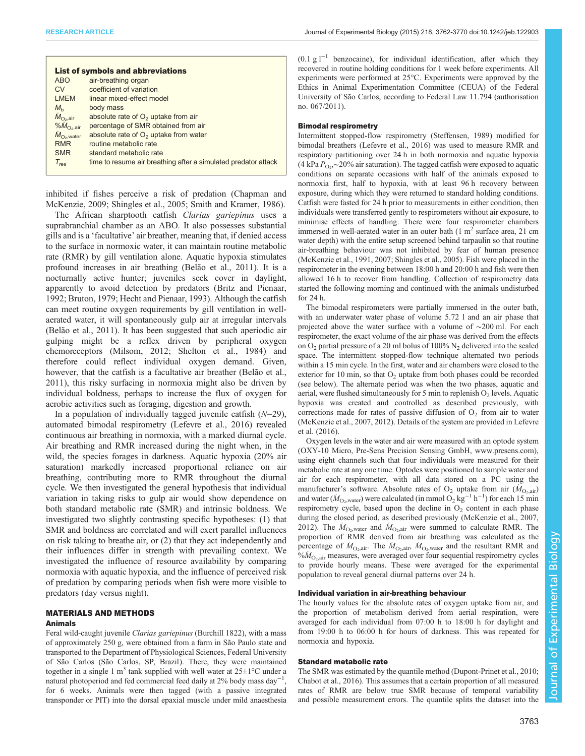### List of symbols and abbreviations

| | |
|---|---|
| ABO | air-breathing organ |
| CV | coefficient of variation |
| LMEM | linear mixed-effect model |
| $M_b$ | body mass |
| $\dot{M}_{O_2,air}$ | absolute rate of $O_2$ uptake from air |
| $\%\dot{M}_{O_2,air}$ | percentage of SMR obtained from air |
| $\dot{M}_{O_2,water}$ | absolute rate of $O_2$ uptake from water |
| RMR | routine metabolic rate |
| SMR | standard metabolic rate |
| $T_{res}$ | time to resume air breathing after a simulated predator attack |

inhibited if fishes perceive a risk of predation (Chapman and McKenzie, 2009; Shingles et al., 2005; Smith and Kramer, 1986).

The African sharptooth catfish *Clarias gariepinus* uses a suprabranchial chamber as an ABO. It also possesses substantial gills and is a 'facultative' air breather, meaning that, if denied access to the surface in normoxic water, it can maintain routine metabolic rate (RMR) by gill ventilation alone. Aquatic hypoxia stimulates profound increases in air breathing (Belão et al., 2011). It is a nocturnally active hunter; juveniles seek cover in daylight, apparently to avoid detection by predators (Britz and Pienaar, 1992; Bruton, 1979; Hecht and Pienaar, 1993). Although the catfish can meet routine oxygen requirements by gill ventilation in well-aerated water, it will spontaneously gulp air at irregular intervals (Belão et al., 2011). It has been suggested that such aperiodic air gulping might be a reflex driven by peripheral oxygen chemoreceptors (Milsom, 2012; Shelton et al., 1984) and therefore could reflect individual oxygen demand. Given, however, that the catfish is a facultative air breather (Belão et al., 2011), this risky surfacing in normoxia might also be driven by individual boldness, perhaps to increase the flux of oxygen for aerobic activities such as foraging, digestion and growth.

In a population of individually tagged juvenile catfish ($N$=29), automated bimodal respirometry (Lefevre et al., 2016) revealed continuous air breathing in normoxia, with a marked diurnal cycle. Air breathing and RMR increased during the night when, in the wild, the species forages in darkness. Aquatic hypoxia (20% air saturation) markedly increased proportional reliance on air breathing, contributing more to RMR throughout the diurnal cycle. We then investigated the general hypothesis that individual variation in taking risks to gulp air would show dependence on both standard metabolic rate (SMR) and intrinsic boldness. We investigated two slightly contrasting specific hypotheses: (1) that SMR and boldness are correlated and will exert parallel influences on risk taking to breathe air, or (2) that they act independently and their influences differ in strength with prevailing context. We investigated the influence of resource availability by comparing normoxia with aquatic hypoxia, and the influence of perceived risk of predation by comparing periods when fish were more visible to predators (day versus night).

## MATERIALS AND METHODS

### Animals

Feral wild-caught juvenile *Clarias gariepinus* (Burchill 1822), with a mass of approximately 250 g, were obtained from a farm in São Paulo state and transported to the Department of Physiological Sciences, Federal University of São Carlos (São Carlos, SP, Brazil). There, they were maintained together in a single 1 m$^3$ tank supplied with well water at 25±1°C under a natural photoperiod and fed commercial feed daily at 2% body mass day$^{-1}$, for 6 weeks. Animals were then tagged (with a passive integrated transponder or PIT) into the dorsal epaxial muscle under mild anaesthesia (0.1 g l$^{-1}$ benzocaine), for individual identification, after which they recovered in routine holding conditions for 1 week before experiments. All experiments were performed at 25°C. Experiments were approved by the Ethics in Animal Experimentation Committee (CEUA) of the Federal University of São Carlos, according to Federal Law 11.794 (authorisation no. 067/2011).

### Bimodal respirometry

Intermittent stopped-flow respirometry (Steffensen, 1989) modified for bimodal breathers (Lefevre et al., 2016) was used to measure RMR and respiratory partitioning over 24 h in both normoxia and aquatic hypoxia (4 kPa $P_{O_2}$,~20% air saturation). The tagged catfish were exposed to aquatic conditions on separate occasions with half of the animals exposed to normoxia first, half to hypoxia, with at least 96 h recovery between exposure, during which they were returned to standard holding conditions. Catfish were fasted for 24 h prior to measurements in either condition, then individuals were transferred gently to respirometers without air exposure, to minimise effects of handling. There were four respirometer chambers immersed in well-aerated water in an outer bath (1 m$^2$ surface area, 21 cm water depth) with the entire setup screened behind tarpaulin so that routine air-breathing behaviour was not inhibited by fear of human presence (McKenzie et al., 1991, 2007; Shingles et al., 2005). Fish were placed in the respirometer in the evening between 18:00 h and 20:00 h and fish were then allowed 16 h to recover from handling. Collection of respirometry data started the following morning and continued with the animals undisturbed for 24 h.

The bimodal respirometers were partially immersed in the outer bath, with an underwater water phase of volume 5.72 l and an air phase that projected above the water surface with a volume of ~200 ml. For each respirometer, the exact volume of the air phase was derived from the effects on $O_2$ partial pressure of a 20 ml bolus of 100% $N_2$ delivered into the sealed space. The intermittent stopped-flow technique alternated two periods within a 15 min cycle. In the first, water and air chambers were closed to the exterior for 10 min, so that $O_2$ uptake from both phases could be recorded (see below). The alternate period was when the two phases, aquatic and aerial, were flushed simultaneously for 5 min to replenish $O_2$ levels. Aquatic hypoxia was created and controlled as described previously, with corrections made for rates of passive diffusion of $O_2$ from air to water (McKenzie et al., 2007, 2012). Details of the system are provided in Lefevre et al. (2016).

Oxygen levels in the water and air were measured with an optode system (OXY-10 Micro, Pre-Sens Precision Sensing GmbH, www.presens.com), using eight channels such that four individuals were measured for their metabolic rate at any one time. Optodes were positioned to sample water and air for each respirometer, with all data stored on a PC using the manufacturer's software. Absolute rates of $O_2$ uptake from air ($\dot{M}_{O_2,air}$) and water ($\dot{M}_{O_2,water}$) were calculated (in mmol $O_2$ kg$^{-1}$ h$^{-1}$) for each 15 min respirometry cycle, based upon the decline in $O_2$ content in each phase during the closed period, as described previously (McKenzie et al., 2007, 2012). The $\dot{M}_{O_2,water}$ and $\dot{M}_{O_2,air}$ were summed to calculate RMR. The proportion of RMR derived from air breathing was calculated as the percentage of $\dot{M}_{O_2,air}$. The $\dot{M}_{O_2,air}$, $\dot{M}_{O_2,water}$ and the resultant RMR and $\%\dot{M}_{O_2,air}$ measures, were averaged over four sequential respirometry cycles to provide hourly means. These were averaged for the experimental population to reveal general diurnal patterns over 24 h.

### Individual variation in air-breathing behaviour

The hourly values for the absolute rates of oxygen uptake from air, and the proportion of metabolism derived from aerial respiration, were averaged for each individual from 07:00 h to 18:00 h for daylight and from 19:00 h to 06:00 h for hours of darkness. This was repeated for normoxia and hypoxia.

### Standard metabolic rate

The SMR was estimated by the quantile method (Dupont-Prinet et al., 2010; Chabot et al., 2016). This assumes that a certain proportion of all measured rates of RMR are below true SMR because of temporal variability and possible measurement errors. The quantile splits the dataset into the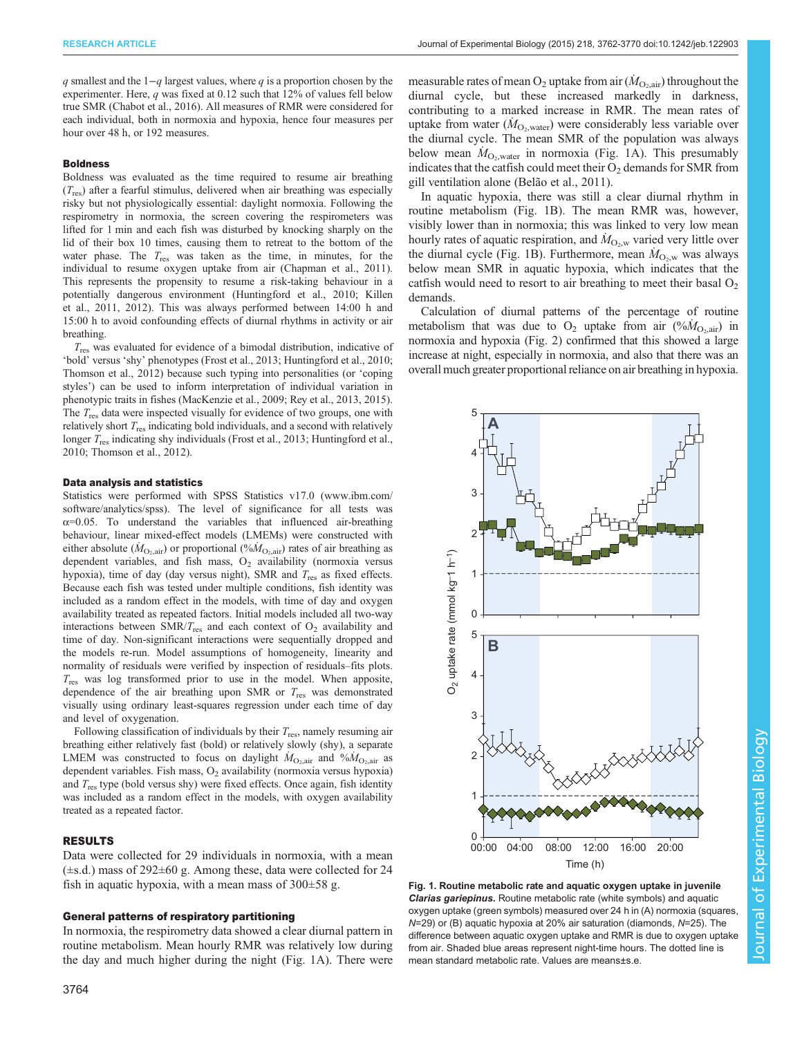$q$ smallest and the $1-q$ largest values, where $q$ is a proportion chosen by the experimenter. Here, $q$ was fixed at 0.12 such that 12% of values fell below true SMR (Chabot et al., 2016). All measures of RMR were considered for each individual, both in normoxia and hypoxia, hence four measures per hour over 48 h, or 192 measures.

#### Boldness

Boldness was evaluated as the time required to resume air breathing ($T_{res}$) after a fearful stimulus, delivered when air breathing was especially risky but not physiologically essential: daylight normoxia. Following the respirometry in normoxia, the screen covering the respirometers was lifted for 1 min and each fish was disturbed by knocking sharply on the lid of their box 10 times, causing them to retreat to the bottom of the water phase. The $T_{res}$ was taken as the time, in minutes, for the individual to resume oxygen uptake from air (Chapman et al., 2011). This represents the propensity to resume a risk-taking behaviour in a potentially dangerous environment (Huntingford et al., 2010; Killen et al., 2011, 2012). This was always performed between 14:00 h and 15:00 h to avoid confounding effects of diurnal rhythms in activity or air breathing.

$T_{res}$ was evaluated for evidence of a bimodal distribution, indicative of 'bold' versus 'shy' phenotypes (Frost et al., 2013; Huntingford et al., 2010; Thomson et al., 2012) because such typing into personalities (or 'coping styles') can be used to inform interpretation of individual variation in phenotypic traits in fishes (MacKenzie et al., 2009; Rey et al., 2013, 2015). The $T_{res}$ data were inspected visually for evidence of two groups, one with relatively short $T_{res}$ indicating bold individuals, and a second with relatively longer $T_{res}$ indicating shy individuals (Frost et al., 2013; Huntingford et al., 2010; Thomson et al., 2012).

#### Data analysis and statistics

Statistics were performed with SPSS Statistics v17.0 (www.ibm.com/software/analytics/spss). The level of significance for all tests was $\alpha$=0.05. To understand the variables that influenced air-breathing behaviour, linear mixed-effect models (LMEMs) were constructed with either absolute ($\dot{M}_{O_2,air}$) or proportional (%$\dot{M}_{O_2,air}$) rates of air breathing as dependent variables, and fish mass, $O_2$ availability (normoxia versus hypoxia), time of day (day versus night), SMR and $T_{res}$ as fixed effects. Because each fish was tested under multiple conditions, fish identity was included as a random effect in the models, with time of day and oxygen availability treated as repeated factors. Initial models included all two-way interactions between SMR/$T_{res}$ and each context of $O_2$ availability and time of day. Non-significant interactions were sequentially dropped and the models re-run. Model assumptions of homogeneity, linearity and normality of residuals were verified by inspection of residuals–fits plots. $T_{res}$ was log transformed prior to use in the model. When apposite, dependence of the air breathing upon SMR or $T_{res}$ was demonstrated visually using ordinary least-squares regression under each time of day and level of oxygenation.

Following classification of individuals by their $T_{res}$, namely resuming air breathing either relatively fast (bold) or relatively slowly (shy), a separate LMEM was constructed to focus on daylight $\dot{M}_{O_2,air}$ and %$\dot{M}_{O_2,air}$ as dependent variables. Fish mass, $O_2$ availability (normoxia versus hypoxia) and $T_{res}$ type (bold versus shy) were fixed effects. Once again, fish identity was included as a random effect in the models, with oxygen availability treated as a repeated factor.

## RESULTS

Data were collected for 29 individuals in normoxia, with a mean (±s.d.) mass of 292±60 g. Among these, data were collected for 24 fish in aquatic hypoxia, with a mean mass of 300±58 g.

#### General patterns of respiratory partitioning

In normoxia, the respirometry data showed a clear diurnal pattern in routine metabolism. Mean hourly RMR was relatively low during the day and much higher during the night (Fig. 1A). There were measurable rates of mean $O_2$ uptake from air ($\dot{M}_{O_2,air}$) throughout the diurnal cycle, but these increased markedly in darkness, contributing to a marked increase in RMR. The mean rates of uptake from water ($\dot{M}_{O_2,water}$) were considerably less variable over the diurnal cycle. The mean SMR of the population was always below mean $\dot{M}_{O_2,water}$ in normoxia (Fig. 1A). This presumably indicates that the catfish could meet their $O_2$ demands for SMR from gill ventilation alone (Belão et al., 2011).

In aquatic hypoxia, there was still a clear diurnal rhythm in routine metabolism (Fig. 1B). The mean RMR was, however, visibly lower than in normoxia; this was linked to very low mean hourly rates of aquatic respiration, and $\dot{M}_{O_2,w}$ varied very little over the diurnal cycle (Fig. 1B). Furthermore, mean $\dot{M}_{O_2,w}$ was always below mean SMR in aquatic hypoxia, which indicates that the catfish would need to resort to air breathing to meet their basal $O_2$ demands.

Calculation of diurnal patterns of the percentage of routine metabolism that was due to $O_2$ uptake from air (%$\dot{M}_{O_2,air}$) in normoxia and hypoxia (Fig. 2) confirmed that this showed a large increase at night, especially in normoxia, and also that there was an overall much greater proportional reliance on air breathing in hypoxia.

**Fig. 1. Routine metabolic rate and aquatic oxygen uptake in juvenile *Clarias gariepinus*.** Routine metabolic rate (white symbols) and aquatic oxygen uptake (green symbols) measured over 24 h in (A) normoxia (squares, N=29) or (B) aquatic hypoxia at 20% air saturation (diamonds, N=25). The difference between aquatic oxygen uptake and RMR is due to oxygen uptake from air. Shaded blue areas represent night-time hours. The dotted line is mean standard metabolic rate. Values are means±s.e.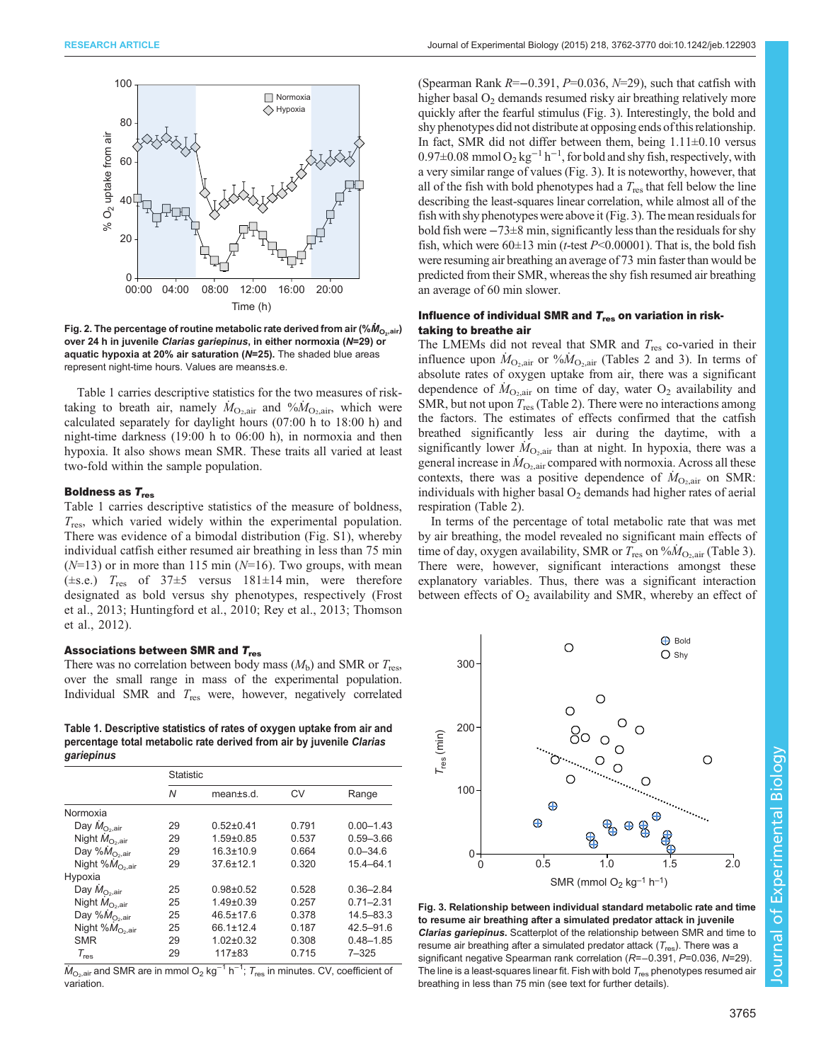Fig. 2. The percentage of routine metabolic rate derived from air (%$\dot{M}_{O_2,air}$) over 24 h in juvenile *Clarias gariepinus*, in either normoxia (*N*=29) or aquatic hypoxia at 20% air saturation (*N*=25). The shaded blue areas represent night-time hours. Values are means±s.e.

Table 1 carries descriptive statistics for the two measures of risk-taking to breath air, namely $\dot{M}_{O_2,air}$ and %$\dot{M}_{O_2,air}$, which were calculated separately for daylight hours (07:00 h to 18:00 h) and night-time darkness (19:00 h to 06:00 h), in normoxia and then hypoxia. It also shows mean SMR. These traits all varied at least two-fold within the sample population.

### Boldness as $T_{res}$

Table 1 carries descriptive statistics of the measure of boldness, $T_{res}$, which varied widely within the experimental population. There was evidence of a bimodal distribution (Fig. S1), whereby individual catfish either resumed air breathing in less than 75 min (*N*=13) or in more than 115 min (*N*=16). Two groups, with mean (±s.e.) $T_{res}$ of 37±5 versus 181±14 min, were therefore designated as bold versus shy phenotypes, respectively (Frost et al., 2013; Huntingford et al., 2010; Rey et al., 2013; Thomson et al., 2012).

### Associations between SMR and $T_{res}$

There was no correlation between body mass ($M_b$) and SMR or $T_{res}$, over the small range in mass of the experimental population. Individual SMR and $T_{res}$ were, however, negatively correlated (Spearman Rank *R*=−0.391, *P*=0.036, *N*=29), such that catfish with higher basal $O_2$ demands resumed risky air breathing relatively more quickly after the fearful stimulus (Fig. 3). Interestingly, the bold and shy phenotypes did not distribute at opposing ends of this relationship. In fact, SMR did not differ between them, being 1.11±0.10 versus 0.97±0.08 mmol $O_2$ kg$^{-1}$ h$^{-1}$, for bold and shy fish, respectively, with a very similar range of values (Fig. 3). It is noteworthy, however, that all of the fish with bold phenotypes had a $T_{res}$ that fell below the line describing the least-squares linear correlation, while almost all of the fish with shy phenotypes were above it (Fig. 3). The mean residuals for bold fish were −73±8 min, significantly less than the residuals for shy fish, which were 60±13 min (*t*-test *P*<0.00001). That is, the bold fish were resuming air breathing an average of 73 min faster than would be predicted from their SMR, whereas the shy fish resumed air breathing an average of 60 min slower.

**Table 1. Descriptive statistics of rates of oxygen uptake from air and percentage total metabolic rate derived from air by juvenile *Clarias gariepinus***

| | Statistic | | | |
|---|---|---|---|---|
| | *N* | mean±s.d. | CV | Range |
| Normoxia | | | | |
| Day $\dot{M}_{O_2,air}$ | 29 | 0.52±0.41 | 0.791 | 0.00–1.43 |
| Night $\dot{M}_{O_2,air}$ | 29 | 1.59±0.85 | 0.537 | 0.59–3.66 |
| Day %$\dot{M}_{O_2,air}$ | 29 | 16.3±10.9 | 0.664 | 0.0–34.6 |
| Night %$\dot{M}_{O_2,air}$ | 29 | 37.6±12.1 | 0.320 | 15.4–64.1 |
| Hypoxia | | | | |
| Day $\dot{M}_{O_2,air}$ | 25 | 0.98±0.52 | 0.528 | 0.36–2.84 |
| Night $\dot{M}_{O_2,air}$ | 25 | 1.49±0.39 | 0.257 | 0.71–2.31 |
| Day %$\dot{M}_{O_2,air}$ | 25 | 46.5±17.6 | 0.378 | 14.5–83.3 |
| Night %$\dot{M}_{O_2,air}$ | 25 | 66.1±12.4 | 0.187 | 42.5–91.6 |
| SMR | 29 | 1.02±0.32 | 0.308 | 0.48–1.85 |
| $T_{res}$ | 29 | 117±83 | 0.715 | 7–325 |

$\dot{M}_{O_2,air}$ and SMR are in mmol $O_2$ kg$^{-1}$ h$^{-1}$; $T_{res}$ in minutes. CV, coefficient of variation.

### Influence of individual SMR and $T_{res}$ on variation in risk-taking to breathe air

The LMEMs did not reveal that SMR and $T_{res}$ co-varied in their influence upon $\dot{M}_{O_2,air}$ or %$\dot{M}_{O_2,air}$ (Tables 2 and 3). In terms of absolute rates of oxygen uptake from air, there was a significant dependence of $\dot{M}_{O_2,air}$ on time of day, water $O_2$ availability and SMR, but not upon $T_{res}$ (Table 2). There were no interactions among the factors. The estimates of effects confirmed that the catfish breathed significantly less air during the daytime, with a significantly lower $\dot{M}_{O_2,air}$ than at night. In hypoxia, there was a general increase in $\dot{M}_{O_2,air}$ compared with normoxia. Across all these contexts, there was a positive dependence of $\dot{M}_{O_2,air}$ on SMR: individuals with higher basal $O_2$ demands had higher rates of aerial respiration (Table 2).

In terms of the percentage of total metabolic rate that was met by air breathing, the model revealed no significant main effects of time of day, oxygen availability, SMR or $T_{res}$ on %$\dot{M}_{O_2,air}$ (Table 3). There were, however, significant interactions amongst these explanatory variables. Thus, there was a significant interaction between effects of $O_2$ availability and SMR, whereby an effect of

Fig. 3. Relationship between individual standard metabolic rate and time to resume air breathing after a simulated predator attack in juvenile *Clarias gariepinus*. Scatterplot of the relationship between SMR and time to resume air breathing after a simulated predator attack ($T_{res}$). There was a significant negative Spearman rank correlation (*R*=−0.391, *P*=0.036, *N*=29). The line is a least-squares linear fit. Fish with bold $T_{res}$ phenotypes resumed air breathing in less than 75 min (see text for further details).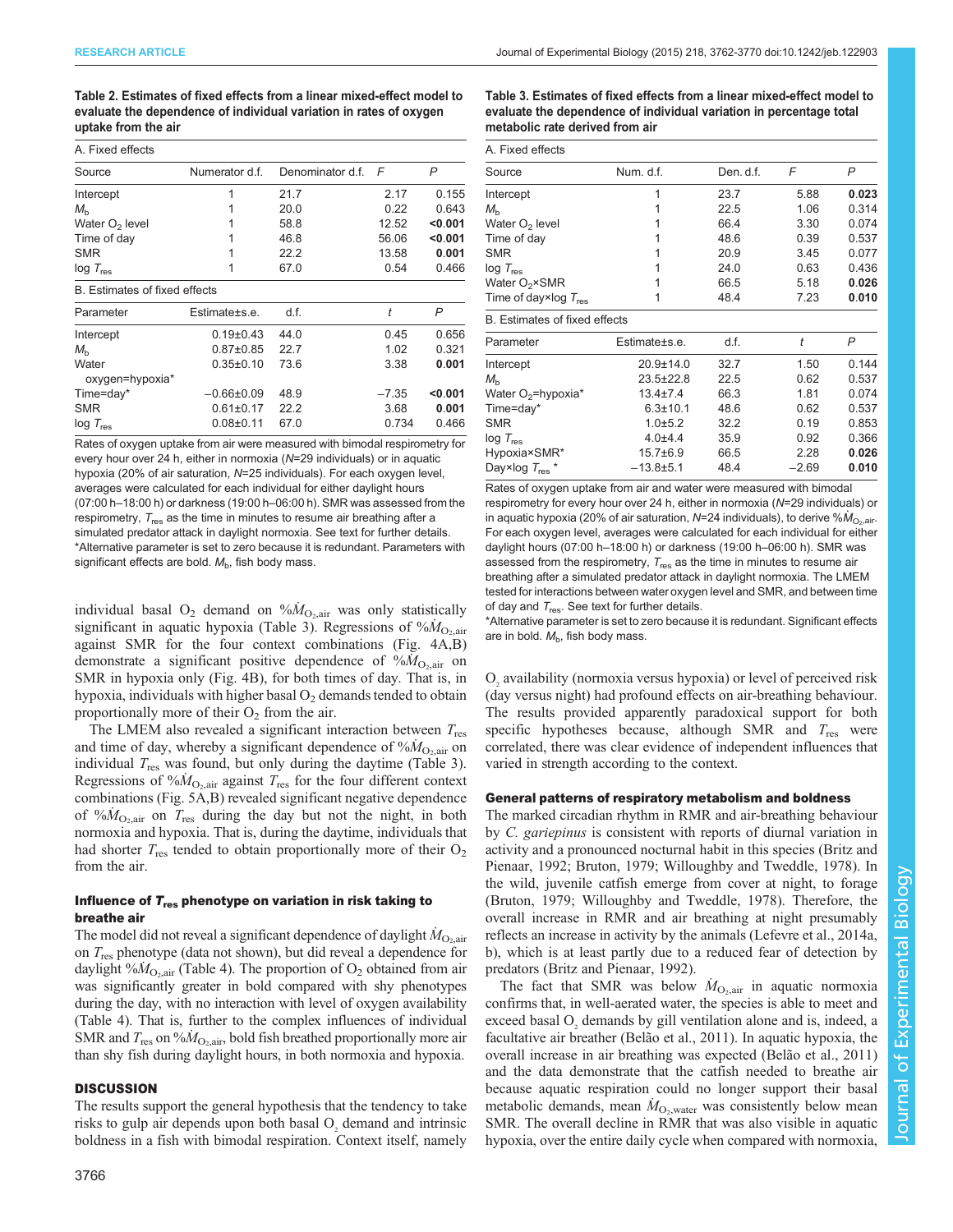**Table 2. Estimates of fixed effects from a linear mixed-effect model to evaluate the dependence of individual variation in rates of oxygen uptake from the air**

A. Fixed effects

| Source | Numerator d.f. | Denominator d.f. | $F$ | $P$ |
|---|---|---|---|---|
| Intercept | 1 | 21.7 | 2.17 | 0.155 |
| $M_b$ | 1 | 20.0 | 0.22 | 0.643 |
| Water $O_2$ level | 1 | 58.8 | 12.52 | **<0.001** |
| Time of day | 1 | 46.8 | 56.06 | **<0.001** |
| SMR | 1 | 22.2 | 13.58 | **0.001** |
| log $T_{res}$ | 1 | 67.0 | 0.54 | 0.466 |

B. Estimates of fixed effects

| Parameter | Estimate±s.e. | d.f. | $t$ | $P$ |
|---|---|---|---|---|
| Intercept | 0.19±0.43 | 44.0 | 0.45 | 0.656 |
| $M_b$ | 0.87±0.85 | 22.7 | 1.02 | 0.321 |
| Water oxygen=hypoxia* | 0.35±0.10 | 73.6 | 3.38 | **0.001** |
| Time=day* | −0.66±0.09 | 48.9 | −7.35 | **<0.001** |
| SMR | 0.61±0.17 | 22.2 | 3.68 | **0.001** |
| log $T_{res}$ | 0.08±0.11 | 67.0 | 0.734 | 0.466 |

Rates of oxygen uptake from air were measured with bimodal respirometry for every hour over 24 h, either in normoxia ($N$=29 individuals) or in aquatic hypoxia (20% of air saturation, $N$=25 individuals). For each oxygen level, averages were calculated for each individual for either daylight hours (07:00 h–18:00 h) or darkness (19:00 h–06:00 h). SMR was assessed from the respirometry, $T_{res}$ as the time in minutes to resume air breathing after a simulated predator attack in daylight normoxia. See text for further details. *Alternative parameter is set to zero because it is redundant. Parameters with significant effects are bold. $M_b$, fish body mass.

individual basal $O_2$ demand on $\%\dot{M}_{O_2,air}$ was only statistically significant in aquatic hypoxia (Table 3). Regressions of $\%\dot{M}_{O_2,air}$ against SMR for the four context combinations (Fig. 4A,B) demonstrate a significant positive dependence of $\%\dot{M}_{O_2,air}$ on SMR in hypoxia only (Fig. 4B), for both times of day. That is, in hypoxia, individuals with higher basal $O_2$ demands tended to obtain proportionally more of their $O_2$ from the air.

The LMEM also revealed a significant interaction between $T_{res}$ and time of day, whereby a significant dependence of $\%\dot{M}_{O_2,air}$ on individual $T_{res}$ was found, but only during the daytime (Table 3). Regressions of $\%\dot{M}_{O_2,air}$ against $T_{res}$ for the four different context combinations (Fig. 5A,B) revealed significant negative dependence of $\%\dot{M}_{O_2,air}$ on $T_{res}$ during the day but not the night, in both normoxia and hypoxia. That is, during the daytime, individuals that had shorter $T_{res}$ tended to obtain proportionally more of their $O_2$ from the air.

### Influence of $T_{res}$ phenotype on variation in risk taking to breathe air

The model did not reveal a significant dependence of daylight $\dot{M}_{O_2,air}$ on $T_{res}$ phenotype (data not shown), but did reveal a dependence for daylight $\%\dot{M}_{O_2,air}$ (Table 4). The proportion of $O_2$ obtained from air was significantly greater in bold compared with shy phenotypes during the day, with no interaction with level of oxygen availability (Table 4). That is, further to the complex influences of individual SMR and $T_{res}$ on $\%\dot{M}_{O_2,air}$, bold fish breathed proportionally more air than shy fish during daylight hours, in both normoxia and hypoxia.

## DISCUSSION

The results support the general hypothesis that the tendency to take risks to gulp air depends upon both basal $O_2$ demand and intrinsic boldness in a fish with bimodal respiration. Context itself, namely

**Table 3. Estimates of fixed effects from a linear mixed-effect model to evaluate the dependence of individual variation in percentage total metabolic rate derived from air**

A. Fixed effects

| Source | Num. d.f. | Den. d.f. | $F$ | $P$ |
|---|---|---|---|---|
| Intercept | 1 | 23.7 | 5.88 | **0.023** |
| $M_b$ | 1 | 22.5 | 1.06 | 0.314 |
| Water $O_2$ level | 1 | 66.4 | 3.30 | 0.074 |
| Time of day | 1 | 48.6 | 0.39 | 0.537 |
| SMR | 1 | 20.9 | 3.45 | 0.077 |
| log $T_{res}$ | 1 | 24.0 | 0.63 | 0.436 |
| Water $O_2$×SMR | 1 | 66.5 | 5.18 | **0.026** |
| Time of day×log $T_{res}$ | 1 | 48.4 | 7.23 | **0.010** |

B. Estimates of fixed effects

| Parameter | Estimate±s.e. | d.f. | $t$ | $P$ |
|---|---|---|---|---|
| Intercept | 20.9±14.0 | 32.7 | 1.50 | 0.144 |
| $M_b$ | 23.5±22.8 | 22.5 | 0.62 | 0.537 |
| Water $O_2$=hypoxia* | 13.4±7.4 | 66.3 | 1.81 | 0.074 |
| Time=day* | 6.3±10.1 | 48.6 | 0.62 | 0.537 |
| SMR | 1.0±5.2 | 20.9 | 0.19 | 0.853 |
| log $T_{res}$ | 4.0±4.4 | 35.9 | 0.92 | 0.366 |
| Hypoxia×SMR* | 15.7±6.9 | 66.5 | 2.28 | **0.026** |
| Day×log $T_{res}$ * | −13.8±5.1 | 48.4 | −2.69 | **0.010** |

Rates of oxygen uptake from air and water were measured with bimodal respirometry for every hour over 24 h, either in normoxia ($N$=29 individuals) or in aquatic hypoxia (20% of air saturation, $N$=24 individuals), to derive $\%\dot{M}_{O_2,air}$. For each oxygen level, averages were calculated for each individual for either daylight hours (07:00 h–18:00 h) or darkness (19:00 h–06:00 h). SMR was assessed from the respirometry, $T_{res}$ as the time in minutes to resume air breathing after a simulated predator attack in daylight normoxia. The LMEM tested for interactions between water oxygen level and SMR, and between time of day and $T_{res}$. See text for further details.
*Alternative parameter is set to zero because it is redundant. Significant effects are in bold. $M_b$, fish body mass.

$O_2$ availability (normoxia versus hypoxia) or level of perceived risk (day versus night) had profound effects on air-breathing behaviour. The results provided apparently paradoxical support for both specific hypotheses because, although SMR and $T_{res}$ were correlated, there was clear evidence of independent influences that varied in strength according to the context.

### General patterns of respiratory metabolism and boldness

The marked circadian rhythm in RMR and air-breathing behaviour by *C. gariepinus* is consistent with reports of diurnal variation in activity and a pronounced nocturnal habit in this species (Britz and Pienaar, 1992; Bruton, 1979; Willoughby and Tweddle, 1978). In the wild, juvenile catfish emerge from cover at night, to forage (Bruton, 1979; Willoughby and Tweddle, 1978). Therefore, the overall increase in RMR and air breathing at night presumably reflects an increase in activity by the animals (Lefevre et al., 2014a, b), which is at least partly due to a reduced fear of detection by predators (Britz and Pienaar, 1992).

The fact that SMR was below $\dot{M}_{O_2,air}$ in aquatic normoxia confirms that, in well-aerated water, the species is able to meet and exceed basal $O_2$ demands by gill ventilation alone and is, indeed, a facultative air breather (Belão et al., 2011). In aquatic hypoxia, the overall increase in air breathing was expected (Belão et al., 2011) and the data demonstrate that the catfish needed to breathe air because aquatic respiration could no longer support their basal metabolic demands, mean $\dot{M}_{O_2,water}$ was consistently below mean SMR. The overall decline in RMR that was also visible in aquatic hypoxia, over the entire daily cycle when compared with normoxia,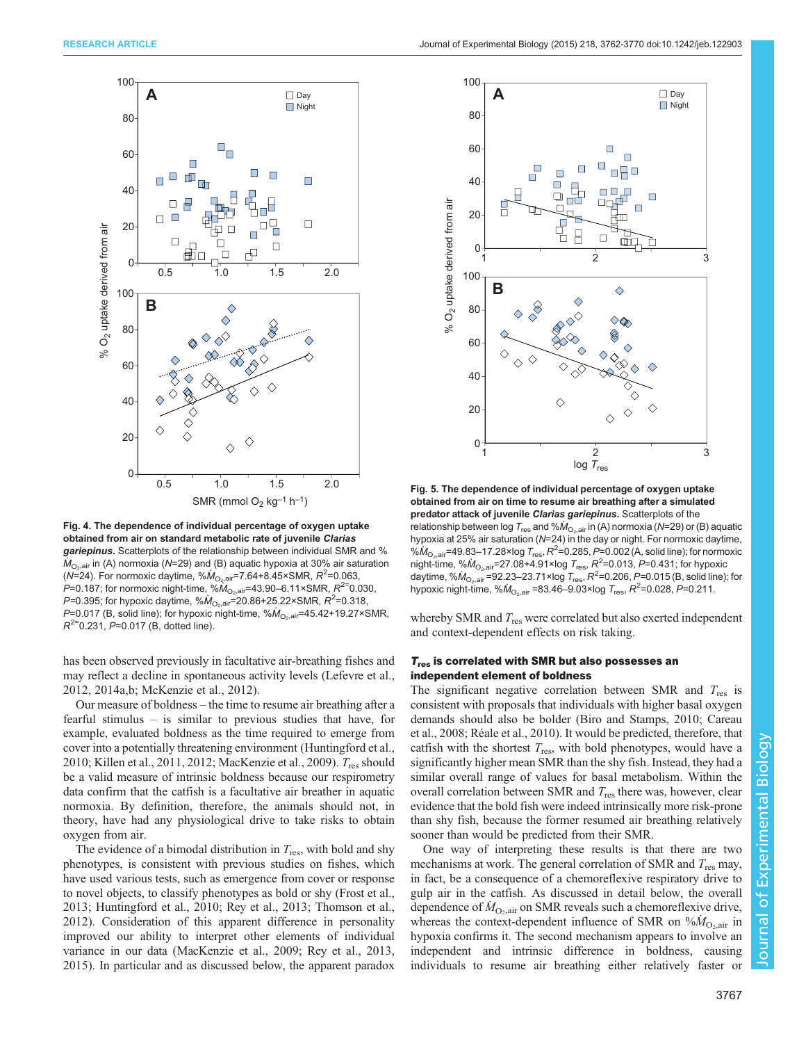**Fig. 4. The dependence of individual percentage of oxygen uptake obtained from air on standard metabolic rate of juvenile *Clarias gariepinus*.** Scatterplots of the relationship between individual SMR and % $\dot{M}_{O_2,air}$ in (A) normoxia ($N$=29) and (B) aquatic hypoxia at 30% air saturation ($N$=24). For normoxic daytime, %$\dot{M}_{O_2,air}$=7.64+8.45×SMR, $R^2$=0.063, $P$=0.187; for normoxic night-time, %$\dot{M}_{O_2,air}$=43.90–6.11×SMR, $R^2$=0.030, $P$=0.395; for hypoxic daytime, %$\dot{M}_{O_2,air}$=20.86+25.22×SMR, $R^2$=0.318, $P$=0.017 (B, solid line); for hypoxic night-time, %$\dot{M}_{O_2,air}$=45.42+19.27×SMR, $R^2$=0.231, $P$=0.017 (B, dotted line).

has been observed previously in facultative air-breathing fishes and may reflect a decline in spontaneous activity levels (Lefevre et al., 2012, 2014a,b; McKenzie et al., 2012).

Our measure of boldness – the time to resume air breathing after a fearful stimulus – is similar to previous studies that have, for example, evaluated boldness as the time required to emerge from cover into a potentially threatening environment (Huntingford et al., 2010; Killen et al., 2011, 2012; MacKenzie et al., 2009). $T_{res}$ should be a valid measure of intrinsic boldness because our respirometry data confirm that the catfish is a facultative air breather in aquatic normoxia. By definition, therefore, the animals should not, in theory, have had any physiological drive to take risks to obtain oxygen from air.

The evidence of a bimodal distribution in $T_{res}$, with bold and shy phenotypes, is consistent with previous studies on fishes, which have used various tests, such as emergence from cover or response to novel objects, to classify phenotypes as bold or shy (Frost et al., 2013; Huntingford et al., 2010; Rey et al., 2013; Thomson et al., 2012). Consideration of this apparent difference in personality improved our ability to interpret other elements of individual variance in our data (MacKenzie et al., 2009; Rey et al., 2013, 2015). In particular and as discussed below, the apparent paradox

**Fig. 5. The dependence of individual percentage of oxygen uptake obtained from air on time to resume air breathing after a simulated predator attack of juvenile *Clarias gariepinus*.** Scatterplots of the relationship between log $T_{res}$ and %$\dot{M}_{O_2,air}$ in (A) normoxia ($N$=29) or (B) aquatic hypoxia at 25% air saturation ($N$=24) in the day or night. For normoxic daytime, %$\dot{M}_{O_2,air}$=49.83–17.28×log $T_{res}$, $R^2$=0.285, $P$=0.002 (A, solid line); for normoxic night-time, %$\dot{M}_{O_2,air}$=27.08+4.91×log $T_{res}$, $R^2$=0.013, $P$=0.431; for hypoxic daytime, %$\dot{M}_{O_2,air}$=92.23–23.71×log $T_{res}$, $R^2$=0.206, $P$=0.015 (B, solid line); for hypoxic night-time, %$\dot{M}_{O_2,air}$=83.46–9.03×log $T_{res}$, $R^2$=0.028, $P$=0.211.

whereby SMR and $T_{res}$ were correlated but also exerted independent and context-dependent effects on risk taking.

### $T_{res}$ is correlated with SMR but also possesses an independent element of boldness

The significant negative correlation between SMR and $T_{res}$ is consistent with proposals that individuals with higher basal oxygen demands should also be bolder (Biro and Stamps, 2010; Careau et al., 2008; Réale et al., 2010). It would be predicted, therefore, that catfish with the shortest $T_{res}$, with bold phenotypes, would have a significantly higher mean SMR than the shy fish. Instead, they had a similar overall range of values for basal metabolism. Within the overall correlation between SMR and $T_{res}$ there was, however, clear evidence that the bold fish were indeed intrinsically more risk-prone than shy fish, because the former resumed air breathing relatively sooner than would be predicted from their SMR.

One way of interpreting these results is that there are two mechanisms at work. The general correlation of SMR and $T_{res}$ may, in fact, be a consequence of a chemoreflexive respiratory drive to gulp air in the catfish. As discussed in detail below, the overall dependence of $\dot{M}_{O_2,air}$ on SMR reveals such a chemoreflexive drive, whereas the context-dependent influence of SMR on %$\dot{M}_{O_2,air}$ in hypoxia confirms it. The second mechanism appears to involve an independent and intrinsic difference in boldness, causing individuals to resume air breathing either relatively faster or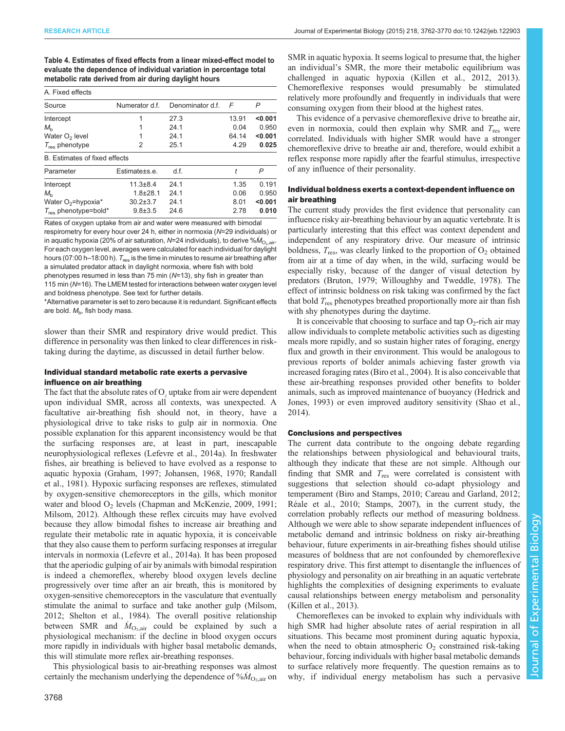**Table 4. Estimates of fixed effects from a linear mixed-effect model to evaluate the dependence of individual variation in percentage total metabolic rate derived from air during daylight hours**

A. Fixed effects

| Source | Numerator d.f. | Denominator d.f. | $F$ | $P$ |
|---|---|---|---|---|
| Intercept | 1 | 27.3 | 13.91 | **<0.001** |
| $M_b$ | 1 | 24.1 | 0.04 | 0.950 |
| Water $O_2$ level | 1 | 24.1 | 64.14 | **<0.001** |
| $T_{res}$ phenotype | 2 | 25.1 | 4.29 | **0.025** |

B. Estimates of fixed effects

| Parameter | Estimate±s.e. | d.f. | $t$ | $P$ |
|---|---|---|---|---|
| Intercept | 11.3±8.4 | 24.1 | 1.35 | 0.191 |
| $M_b$ | 1.8±28.1 | 24.1 | 0.06 | 0.950 |
| Water $O_2$=hypoxia* | 30.2±3.7 | 24.1 | 8.01 | **<0.001** |
| $T_{res}$ phenotype=bold* | 9.8±3.5 | 24.6 | 2.78 | **0.010** |

Rates of oxygen uptake from air and water were measured with bimodal respirometry for every hour over 24 h, either in normoxia ($N$=29 individuals) or in aquatic hypoxia (20% of air saturation, $N$=24 individuals), to derive $\%\dot{M}_{O_2,air}$. For each oxygen level, averages were calculated for each individual for daylight hours (07:00 h–18:00 h). $T_{res}$ is the time in minutes to resume air breathing after a simulated predator attack in daylight normoxia, where fish with bold phenotypes resumed in less than 75 min ($N$=13), shy fish in greater than 115 min ($N$=16). The LMEM tested for interactions between water oxygen level and boldness phenotype. See text for further details.

*Alternative parameter is set to zero because it is redundant. Significant effects are bold. $M_b$, fish body mass.

slower than their SMR and respiratory drive would predict. This difference in personality was then linked to clear differences in risk-taking during the daytime, as discussed in detail further below.

### Individual standard metabolic rate exerts a pervasive influence on air breathing

The fact that the absolute rates of $O_2$ uptake from air were dependent upon individual SMR, across all contexts, was unexpected. A facultative air-breathing fish should not, in theory, have a physiological drive to take risks to gulp air in normoxia. One possible explanation for this apparent inconsistency would be that the surfacing responses are, at least in part, inescapable neurophysiological reflexes (Lefevre et al., 2014a). In freshwater fishes, air breathing is believed to have evolved as a response to aquatic hypoxia (Graham, 1997; Johansen, 1968, 1970; Randall et al., 1981). Hypoxic surfacing responses are reflexes, stimulated by oxygen-sensitive chemoreceptors in the gills, which monitor water and blood $O_2$ levels (Chapman and McKenzie, 2009, 1991; Milsom, 2012). Although these reflex circuits may have evolved because they allow bimodal fishes to increase air breathing and regulate their metabolic rate in aquatic hypoxia, it is conceivable that they also cause them to perform surfacing responses at irregular intervals in normoxia (Lefevre et al., 2014a). It has been proposed that the aperiodic gulping of air by animals with bimodal respiration is indeed a chemoreflex, whereby blood oxygen levels decline progressively over time after an air breath, this is monitored by oxygen-sensitive chemoreceptors in the vasculature that eventually stimulate the animal to surface and take another gulp (Milsom, 2012; Shelton et al., 1984). The overall positive relationship between SMR and $\dot{M}_{O_2,air}$ could be explained by such a physiological mechanism: if the decline in blood oxygen occurs more rapidly in individuals with higher basal metabolic demands, this will stimulate more reflex air-breathing responses.

This physiological basis to air-breathing responses was almost certainly the mechanism underlying the dependence of $\%\dot{M}_{O_2,air}$ on SMR in aquatic hypoxia. It seems logical to presume that, the higher an individual's SMR, the more their metabolic equilibrium was challenged in aquatic hypoxia (Killen et al., 2012, 2013). Chemoreflexive responses would presumably be stimulated relatively more profoundly and frequently in individuals that were consuming oxygen from their blood at the highest rates.

This evidence of a pervasive chemoreflexive drive to breathe air, even in normoxia, could then explain why SMR and $T_{res}$ were correlated. Individuals with higher SMR would have a stronger chemoreflexive drive to breathe air and, therefore, would exhibit a reflex response more rapidly after the fearful stimulus, irrespective of any influence of their personality.

### Individual boldness exerts a context-dependent influence on air breathing

The current study provides the first evidence that personality can influence risky air-breathing behaviour by an aquatic vertebrate. It is particularly interesting that this effect was context dependent and independent of any respiratory drive. Our measure of intrinsic boldness, $T_{res}$, was clearly linked to the proportion of $O_2$ obtained from air at a time of day when, in the wild, surfacing would be especially risky, because of the danger of visual detection by predators (Bruton, 1979; Willoughby and Tweddle, 1978). The effect of intrinsic boldness on risk taking was confirmed by the fact that bold $T_{res}$ phenotypes breathed proportionally more air than fish with shy phenotypes during the daytime.

It is conceivable that choosing to surface and tap $O_2$-rich air may allow individuals to complete metabolic activities such as digesting meals more rapidly, and so sustain higher rates of foraging, energy flux and growth in their environment. This would be analogous to previous reports of bolder animals achieving faster growth via increased foraging rates (Biro et al., 2004). It is also conceivable that these air-breathing responses provided other benefits to bolder animals, such as improved maintenance of buoyancy (Hedrick and Jones, 1993) or even improved auditory sensitivity (Shao et al., 2014).

### Conclusions and perspectives

The current data contribute to the ongoing debate regarding the relationships between physiological and behavioural traits, although they indicate that these are not simple. Although our finding that SMR and $T_{res}$ were correlated is consistent with suggestions that selection should co-adapt physiology and temperament (Biro and Stamps, 2010; Careau and Garland, 2012; Réale et al., 2010; Stamps, 2007), in the current study, the correlation probably reflects our method of measuring boldness. Although we were able to show separate independent influences of metabolic demand and intrinsic boldness on risky air-breathing behaviour, future experiments in air-breathing fishes should utilise measures of boldness that are not confounded by chemoreflexive respiratory drive. This first attempt to disentangle the influences of physiology and personality on air breathing in an aquatic vertebrate highlights the complexities of designing experiments to evaluate causal relationships between energy metabolism and personality (Killen et al., 2013).

Chemoreflexes can be invoked to explain why individuals with high SMR had higher absolute rates of aerial respiration in all situations. This became most prominent during aquatic hypoxia, when the need to obtain atmospheric $O_2$ constrained risk-taking behaviour, forcing individuals with higher basal metabolic demands to surface relatively more frequently. The question remains as to why, if individual energy metabolism has such a pervasive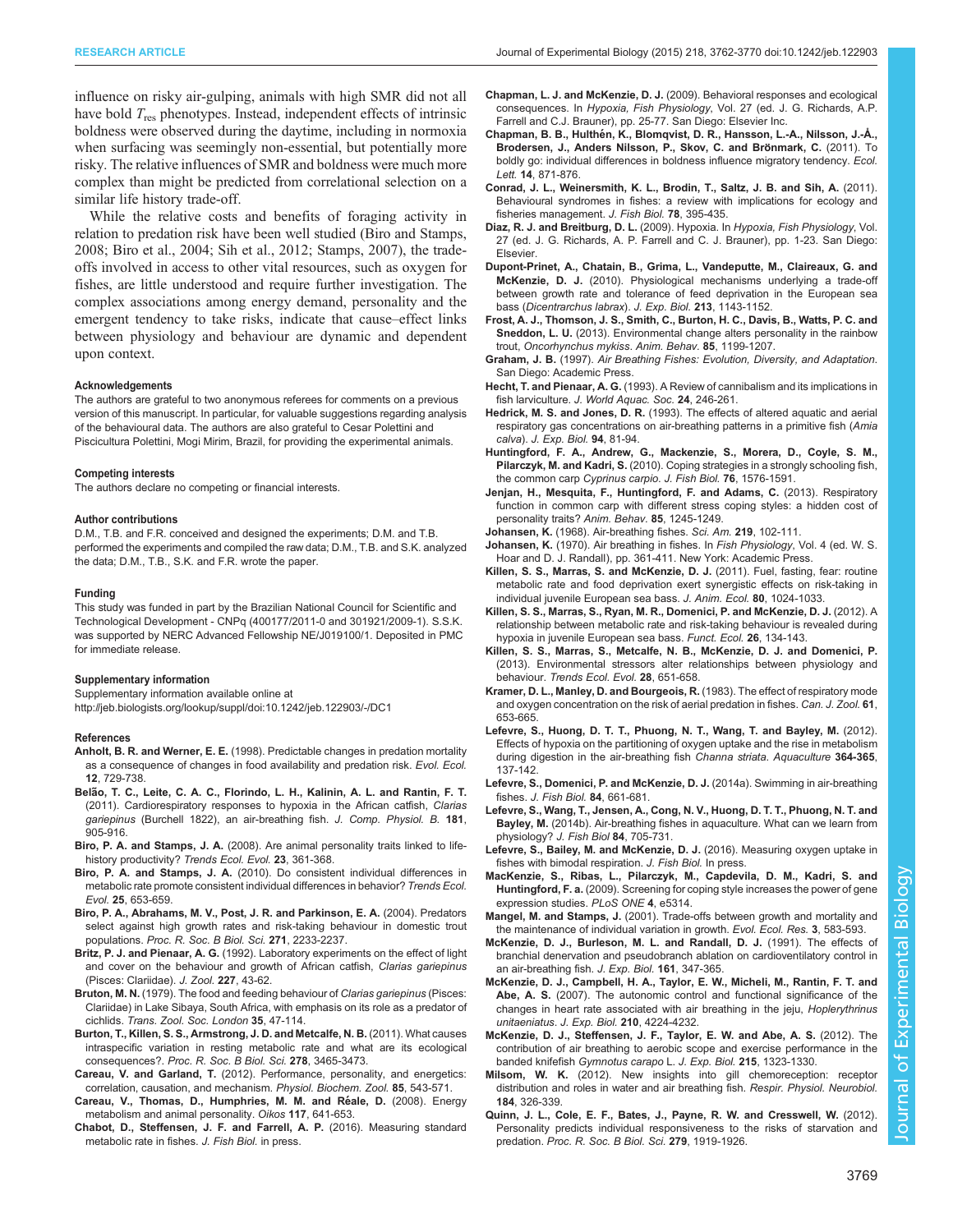influence on risky air-gulping, animals with high SMR did not all have bold $T_{res}$ phenotypes. Instead, independent effects of intrinsic boldness were observed during the daytime, including in normoxia when surfacing was seemingly non-essential, but potentially more risky. The relative influences of SMR and boldness were much more complex than might be predicted from correlational selection on a similar life history trade-off.

While the relative costs and benefits of foraging activity in relation to predation risk have been well studied (Biro and Stamps, 2008; Biro et al., 2004; Sih et al., 2012; Stamps, 2007), the trade-offs involved in access to other vital resources, such as oxygen for fishes, are little understood and require further investigation. The complex associations among energy demand, personality and the emergent tendency to take risks, indicate that cause–effect links between physiology and behaviour are dynamic and dependent upon context.

#### Acknowledgements

The authors are grateful to two anonymous referees for comments on a previous version of this manuscript. In particular, for valuable suggestions regarding analysis of the behavioural data. The authors are also grateful to Cesar Polettini and Piscicultura Polettini, Mogi Mirim, Brazil, for providing the experimental animals.

#### Competing interests

The authors declare no competing or financial interests.

#### Author contributions

D.M., T.B. and F.R. conceived and designed the experiments; D.M. and T.B. performed the experiments and compiled the raw data; D.M., T.B. and S.K. analyzed the data; D.M., T.B., S.K. and F.R. wrote the paper.

#### Funding

This study was funded in part by the Brazilian National Council for Scientific and Technological Development - CNPq (400177/2011-0 and 301921/2009-1). S.S.K. was supported by NERC Advanced Fellowship NE/J019100/1. Deposited in PMC for immediate release.

#### Supplementary information

Supplementary information available online at http://jeb.biologists.org/lookup/suppl/doi:10.1242/jeb.122903/-/DC1

#### References

**Anholt, B. R. and Werner, E. E.** (1998). Predictable changes in predation mortality as a consequence of changes in food availability and predation risk. *Evol. Ecol.* **12**, 729-738.

**Belão, T. C., Leite, C. A. C., Florindo, L. H., Kalinin, A. L. and Rantin, F. T.** (2011). Cardiorespiratory responses to hypoxia in the African catfish, *Clarias gariepinus* (Burchell 1822), an air-breathing fish. *J. Comp. Physiol. B.* **181**, 905-916.

**Biro, P. A. and Stamps, J. A.** (2008). Are animal personality traits linked to life-history productivity? *Trends Ecol. Evol.* **23**, 361-368.

**Biro, P. A. and Stamps, J. A.** (2010). Do consistent individual differences in metabolic rate promote consistent individual differences in behavior? *Trends Ecol. Evol.* **25**, 653-659.

**Biro, P. A., Abrahams, M. V., Post, J. R. and Parkinson, E. A.** (2004). Predators select against high growth rates and risk-taking behaviour in domestic trout populations. *Proc. R. Soc. B Biol. Sci.* **271**, 2233-2237.

**Britz, P. J. and Pienaar, A. G.** (1992). Laboratory experiments on the effect of light and cover on the behaviour and growth of African catfish, *Clarias gariepinus* (Pisces: Clariidae). *J. Zool.* **227**, 43-62.

**Bruton, M. N.** (1979). The food and feeding behaviour of *Clarias gariepinus* (Pisces: Clariidae) in Lake Sibaya, South Africa, with emphasis on its role as a predator of cichlids. *Trans. Zool. Soc. London* **35**, 47-114.

**Burton, T., Killen, S. S., Armstrong, J. D. and Metcalfe, N. B.** (2011). What causes intraspecific variation in resting metabolic rate and what are its ecological consequences?. *Proc. R. Soc. B Biol. Sci.* **278**, 3465-3473.

**Careau, V. and Garland, T.** (2012). Performance, personality, and energetics: correlation, causation, and mechanism. *Physiol. Biochem. Zool.* **85**, 543-571.

**Careau, V., Thomas, D., Humphries, M. M. and Réale, D.** (2008). Energy metabolism and animal personality. *Oikos* **117**, 641-653.

**Chabot, D., Steffensen, J. F. and Farrell, A. P.** (2016). Measuring standard metabolic rate in fishes. *J. Fish Biol.* in press.

**Chapman, L. J. and McKenzie, D. J.** (2009). Behavioral responses and ecological consequences. In *Hypoxia, Fish Physiology*, Vol. 27 (ed. J. G. Richards, A.P. Farrell and C.J. Brauner), pp. 25-77. San Diego: Elsevier Inc.

**Chapman, B. B., Hulthén, K., Blomqvist, D. R., Hansson, L.-A., Nilsson, J.-Å., Brodersen, J., Anders Nilsson, P., Skov, C. and Brönmark, C.** (2011). To boldly go: individual differences in boldness influence migratory tendency. *Ecol. Lett.* **14**, 871-876.

**Conrad, J. L., Weinersmith, K. L., Brodin, T., Saltz, J. B. and Sih, A.** (2011). Behavioural syndromes in fishes: a review with implications for ecology and fisheries management. *J. Fish Biol.* **78**, 395-435.

**Diaz, R. J. and Breitburg, D. L.** (2009). Hypoxia. In *Hypoxia, Fish Physiology*, Vol. 27 (ed. J. G. Richards, A. P. Farrell and C. J. Brauner), pp. 1-23. San Diego: Elsevier.

**Dupont-Prinet, A., Chatain, B., Grima, L., Vandeputte, M., Claireaux, G. and McKenzie, D. J.** (2010). Physiological mechanisms underlying a trade-off between growth rate and tolerance of feed deprivation in the European sea bass (*Dicentrarchus labrax*). *J. Exp. Biol.* **213**, 1143-1152.

**Frost, A. J., Thomson, J. S., Smith, C., Burton, H. C., Davis, B., Watts, P. C. and Sneddon, L. U.** (2013). Environmental change alters personality in the rainbow trout, *Oncorhynchus mykiss*. *Anim. Behav.* **85**, 1199-1207.

**Graham, J. B.** (1997). *Air Breathing Fishes: Evolution, Diversity, and Adaptation.* San Diego: Academic Press.

**Hecht, T. and Pienaar, A. G.** (1993). A Review of cannibalism and its implications in fish larviculture. *J. World Aquac. Soc.* **24**, 246-261.

**Hedrick, M. S. and Jones, D. R.** (1993). The effects of altered aquatic and aerial respiratory gas concentrations on air-breathing patterns in a primitive fish (*Amia calva*). *J. Exp. Biol.* **94**, 81-94.

**Huntingford, F. A., Andrew, G., Mackenzie, S., Morera, D., Coyle, S. M., Pilarczyk, M. and Kadri, S.** (2010). Coping strategies in a strongly schooling fish, the common carp *Cyprinus carpio*. *J. Fish Biol.* **76**, 1576-1591.

**Jenjan, H., Mesquita, F., Huntingford, F. and Adams, C.** (2013). Respiratory function in common carp with different stress coping styles: a hidden cost of personality traits? *Anim. Behav.* **85**, 1245-1249.

**Johansen, K.** (1968). Air-breathing fishes. *Sci. Am.* **219**, 102-111.

**Johansen, K.** (1970). Air breathing in fishes. In *Fish Physiology*, Vol. 4 (ed. W. S. Hoar and D. J. Randall), pp. 361-411. New York: Academic Press.

**Killen, S. S., Marras, S. and McKenzie, D. J.** (2011). Fuel, fasting, fear: routine metabolic rate and food deprivation exert synergistic effects on risk-taking in individual juvenile European sea bass. *J. Anim. Ecol.* **80**, 1024-1033.

**Killen, S. S., Marras, S., Ryan, M. R., Domenici, P. and McKenzie, D. J.** (2012). A relationship between metabolic rate and risk-taking behaviour is revealed during hypoxia in juvenile European sea bass. *Funct. Ecol.* **26**, 134-143.

**Killen, S. S., Marras, S., Metcalfe, N. B., McKenzie, D. J. and Domenici, P.** (2013). Environmental stressors alter relationships between physiology and behaviour. *Trends Ecol. Evol.* **28**, 651-658.

**Kramer, D. L., Manley, D. and Bourgeois, R.** (1983). The effect of respiratory mode and oxygen concentration on the risk of aerial predation in fishes. *Can. J. Zool.* **61**, 653-665.

**Lefevre, S., Huong, D. T. T., Phuong, N. T., Wang, T. and Bayley, M.** (2012). Effects of hypoxia on the partitioning of oxygen uptake and the rise in metabolism during digestion in the air-breathing fish *Channa striata*. *Aquaculture* **364-365**, 137-142.

**Lefevre, S., Domenici, P. and McKenzie, D. J.** (2014a). Swimming in air-breathing fishes. *J. Fish Biol.* **84**, 661-681.

**Lefevre, S., Wang, T., Jensen, A., Cong, N. V., Huong, D. T. T., Phuong, N. T. and Bayley, M.** (2014b). Air-breathing fishes in aquaculture. What can we learn from physiology? *J. Fish Biol* **84**, 705-731.

**Lefevre, S., Bailey, M. and McKenzie, D. J.** (2016). Measuring oxygen uptake in fishes with bimodal respiration. *J. Fish Biol.* In press.

**MacKenzie, S., Ribas, L., Pilarczyk, M., Capdevila, D. M., Kadri, S. and Huntingford, F. a.** (2009). Screening for coping style increases the power of gene expression studies. *PLoS ONE* **4**, e5314.

**Mangel, M. and Stamps, J.** (2001). Trade-offs between growth and mortality and the maintenance of individual variation in growth. *Evol. Ecol. Res.* **3**, 583-593.

**McKenzie, D. J., Burleson, M. L. and Randall, D. J.** (1991). The effects of branchial denervation and pseudobranch ablation on cardioventilatory control in an air-breathing fish. *J. Exp. Biol.* **161**, 347-365.

**McKenzie, D. J., Campbell, H. A., Taylor, E. W., Micheli, M., Rantin, F. T. and Abe, A. S.** (2007). The autonomic control and functional significance of the changes in heart rate associated with air breathing in the jeju, *Hoplerythrinus unitaeniatus*. *J. Exp. Biol.* **210**, 4224-4232.

**McKenzie, D. J., Steffensen, J. F., Taylor, E. W. and Abe, A. S.** (2012). The contribution of air breathing to aerobic scope and exercise performance in the banded knifefish *Gymnotus carapo* L. *J. Exp. Biol.* **215**, 1323-1330.

**Milsom, W. K.** (2012). New insights into gill chemoreception: receptor distribution and roles in water and air breathing fish. *Respir. Physiol. Neurobiol.* **184**, 326-339.

**Quinn, J. L., Cole, E. F., Bates, J., Payne, R. W. and Cresswell, W.** (2012). Personality predicts individual responsiveness to the risks of starvation and predation. *Proc. R. Soc. B Biol. Sci.* **279**, 1919-1926.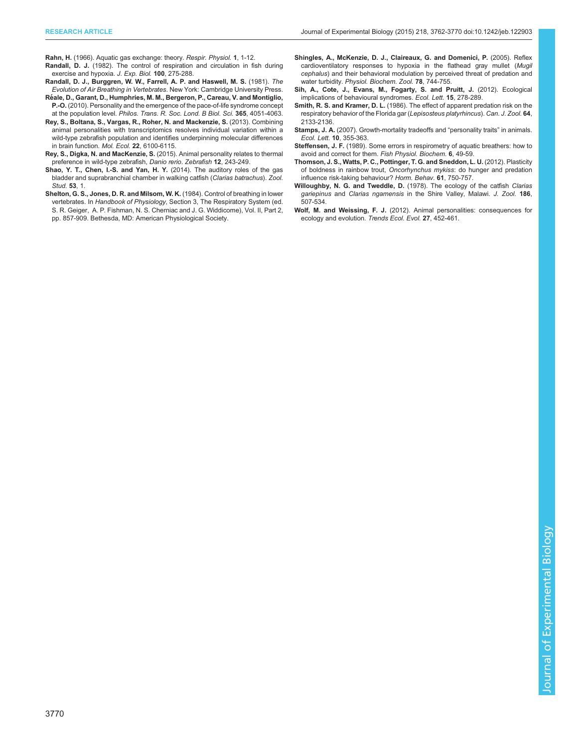**Rahn, H.** (1966). Aquatic gas exchange: theory. *Respir. Physiol.* **1**, 1-12.

**Randall, D. J.** (1982). The control of respiration and circulation in fish during exercise and hypoxia. *J. Exp. Biol.* **100**, 275-288.

**Randall, D. J., Burggren, W. W., Farrell, A. P. and Haswell, M. S.** (1981). *The Evolution of Air Breathing in Vertebrates*. New York: Cambridge University Press.

**Réale, D., Garant, D., Humphries, M. M., Bergeron, P., Careau, V. and Montiglio, P.-O.** (2010). Personality and the emergence of the pace-of-life syndrome concept at the population level. *Philos. Trans. R. Soc. Lond. B Biol. Sci.* **365**, 4051-4063.

**Rey, S., Boltana, S., Vargas, R., Roher, N. and Mackenzie, S.** (2013). Combining animal personalities with transcriptomics resolves individual variation within a wild-type zebrafish population and identifies underpinning molecular differences in brain function. *Mol. Ecol.* **22**, 6100-6115.

**Rey, S., Digka, N. and MacKenzie, S.** (2015). Animal personality relates to thermal preference in wild-type zebrafish, *Danio rerio*. *Zebrafish* **12**, 243-249.

**Shao, Y. T., Chen, I.-S. and Yan, H. Y.** (2014). The auditory roles of the gas bladder and suprabranchial chamber in walking catfish (*Clarias batrachus*). *Zool. Stud.* **53**, 1.

**Shelton, G. S., Jones, D. R. and Milsom, W. K.** (1984). Control of breathing in lower vertebrates. In *Handbook of Physiology*, Section 3, The Respiratory System (ed. S. R. Geiger, A. P. Fishman, N. S. Cherniac and J. G. Widdicome), Vol. II, Part 2, pp. 857-909. Bethesda, MD: American Physiological Society.

**Shingles, A., McKenzie, D. J., Claireaux, G. and Domenici, P.** (2005). Reflex cardioventilatory responses to hypoxia in the flathead gray mullet (*Mugil cephalus*) and their behavioral modulation by perceived threat of predation and water turbidity. *Physiol. Biochem. Zool.* **78**, 744-755.

**Sih, A., Cote, J., Evans, M., Fogarty, S. and Pruitt, J.** (2012). Ecological implications of behavioural syndromes. *Ecol. Lett.* **15**, 278-289.

**Smith, R. S. and Kramer, D. L.** (1986). The effect of apparent predation risk on the respiratory behavior of the Florida gar (*Lepisosteus platyrhincus*). *Can. J. Zool.* **64**, 2133-2136.

**Stamps, J. A.** (2007). Growth-mortality tradeoffs and "personality traits" in animals. *Ecol. Lett.* **10**, 355-363.

**Steffensen, J. F.** (1989). Some errors in respirometry of aquatic breathers: how to avoid and correct for them. *Fish Physiol. Biochem.* **6**, 49-59.

**Thomson, J. S., Watts, P. C., Pottinger, T. G. and Sneddon, L. U.** (2012). Plasticity of boldness in rainbow trout, *Oncorhynchus mykiss*: do hunger and predation influence risk-taking behaviour? *Horm. Behav.* **61**, 750-757.

**Willoughby, N. G. and Tweddle, D.** (1978). The ecology of the catfish *Clarias gariepinus* and *Clarias ngamensis* in the Shire Valley, Malawi. *J. Zool.* **186**, 507-534.

**Wolf, M. and Weissing, F. J.** (2012). Animal personalities: consequences for ecology and evolution. *Trends Ecol. Evol.* **27**, 452-461.